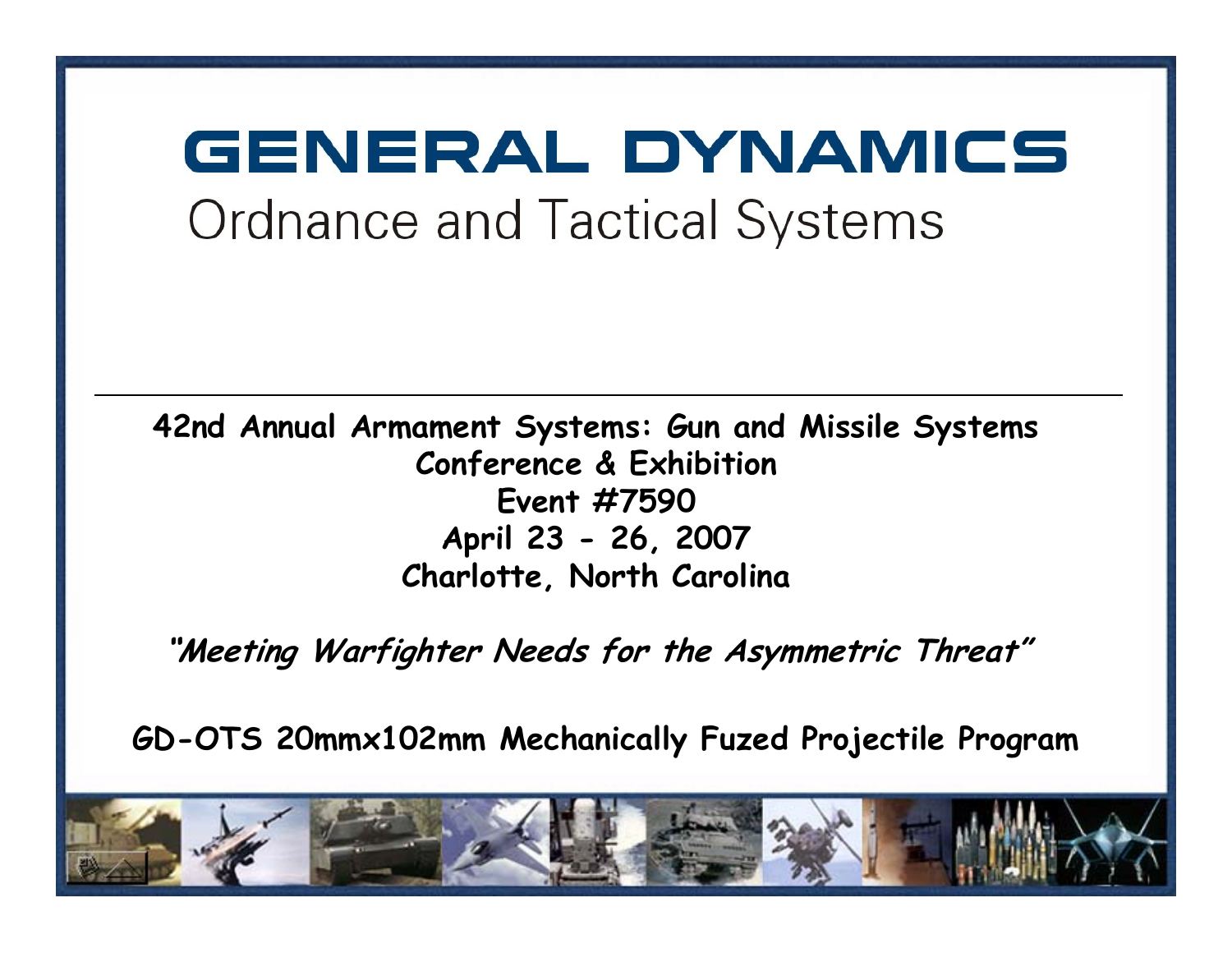# GENERAL DYNAMICS

## Ordnance and Tactical Systems

---

**42nd Annual Armament Systems: Gun and Missile Systems**
**Conference & Exhibition**
**Event #7590**
**April 23 - 26, 2007**
**Charlotte, North Carolina**

***"Meeting Warfighter Needs for the Asymmetric Threat"***

**GD-OTS 20mmx102mm Mechanically Fuzed Projectile Program**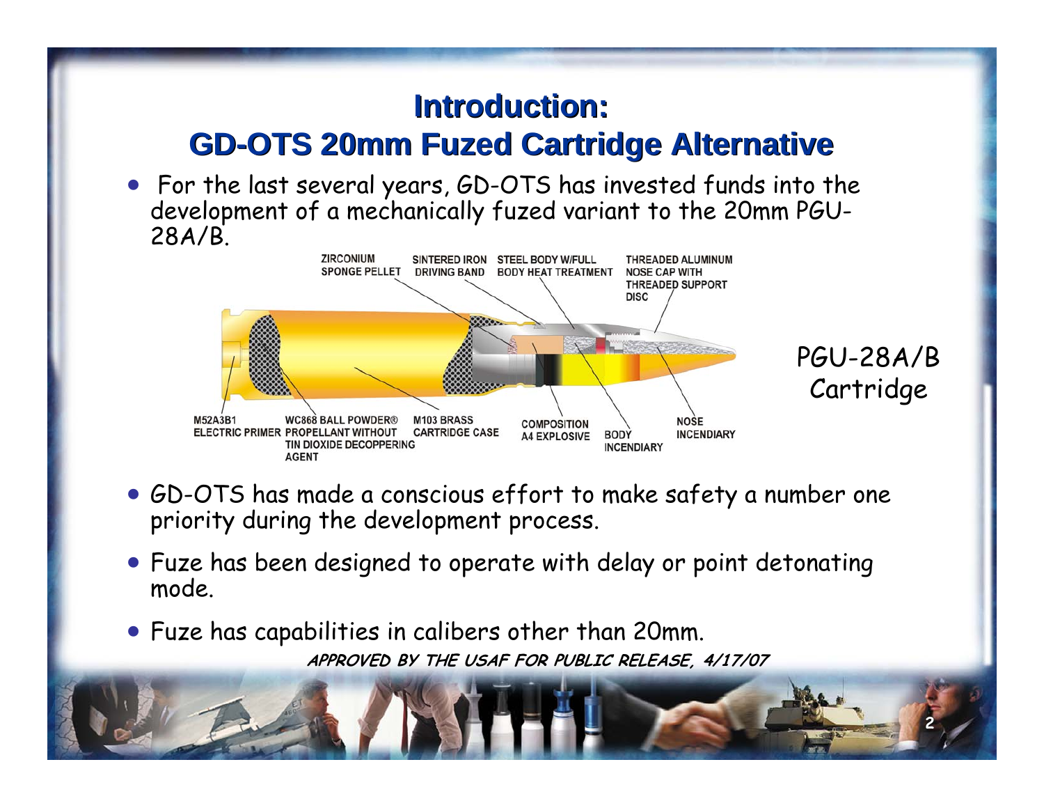# Introduction:
# GD-OTS 20mm Fuzed Cartridge Alternative

- For the last several years, GD-OTS has invested funds into the development of a mechanically fuzed variant to the 20mm PGU-28A/B.

ZIRCONIUM SPONGE PELLET

SINTERED IRON DRIVING BAND

STEEL BODY W/FULL BODY HEAT TREATMENT

THREADED ALUMINUM NOSE CAP WITH THREADED SUPPORT DISC

M52A3B1 ELECTRIC PRIMER

WC868 BALL POWDER® PROPELLANT WITHOUT TIN DIOXIDE DECOPPERING AGENT

M103 BRASS CARTRIDGE CASE

COMPOSITION A4 EXPLOSIVE

BODY INCENDIARY

NOSE INCENDIARY

PGU-28A/B Cartridge

- GD-OTS has made a conscious effort to make safety a number one priority during the development process.
- Fuze has been designed to operate with delay or point detonating mode.
- Fuze has capabilities in calibers other than 20mm.

***APPROVED BY THE USAF FOR PUBLIC RELEASE, 4/17/07***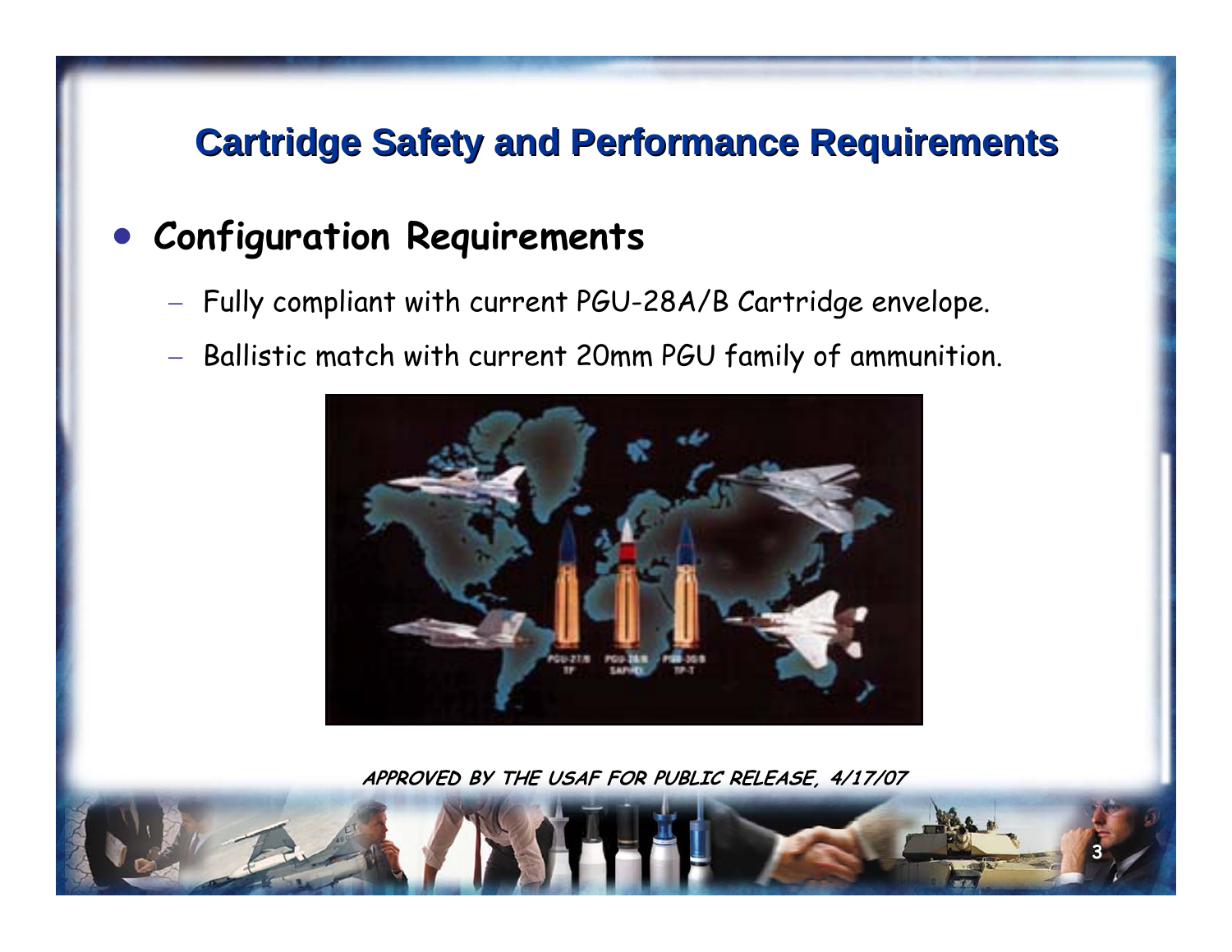# Cartridge Safety and Performance Requirements

- **Configuration Requirements**
  - Fully compliant with current PGU-28A/B Cartridge envelope.
  - Ballistic match with current 20mm PGU family of ammunition.

**APPROVED BY THE USAF FOR PUBLIC RELEASE, 4/17/07**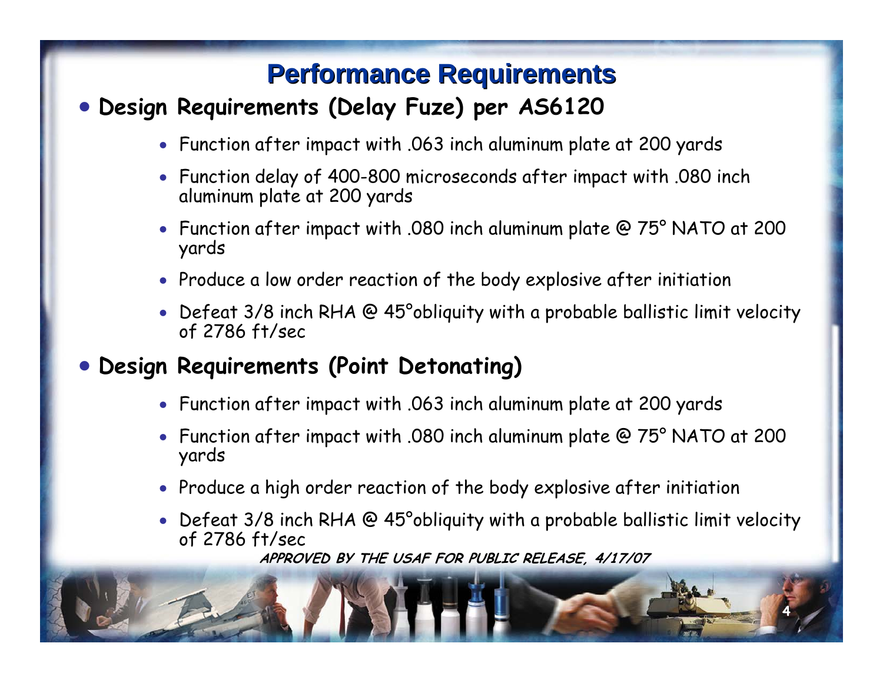# Performance Requirements

- **Design Requirements (Delay Fuze) per AS6120**
  - Function after impact with .063 inch aluminum plate at 200 yards
  - Function delay of 400-800 microseconds after impact with .080 inch aluminum plate at 200 yards
  - Function after impact with .080 inch aluminum plate @ 75° NATO at 200 yards
  - Produce a low order reaction of the body explosive after initiation
  - Defeat 3/8 inch RHA @ 45°obliquity with a probable ballistic limit velocity of 2786 ft/sec

- **Design Requirements (Point Detonating)**
  - Function after impact with .063 inch aluminum plate at 200 yards
  - Function after impact with .080 inch aluminum plate @ 75° NATO at 200 yards
  - Produce a high order reaction of the body explosive after initiation
  - Defeat 3/8 inch RHA @ 45°obliquity with a probable ballistic limit velocity of 2786 ft/sec

**APPROVED BY THE USAF FOR PUBLIC RELEASE, 4/17/07**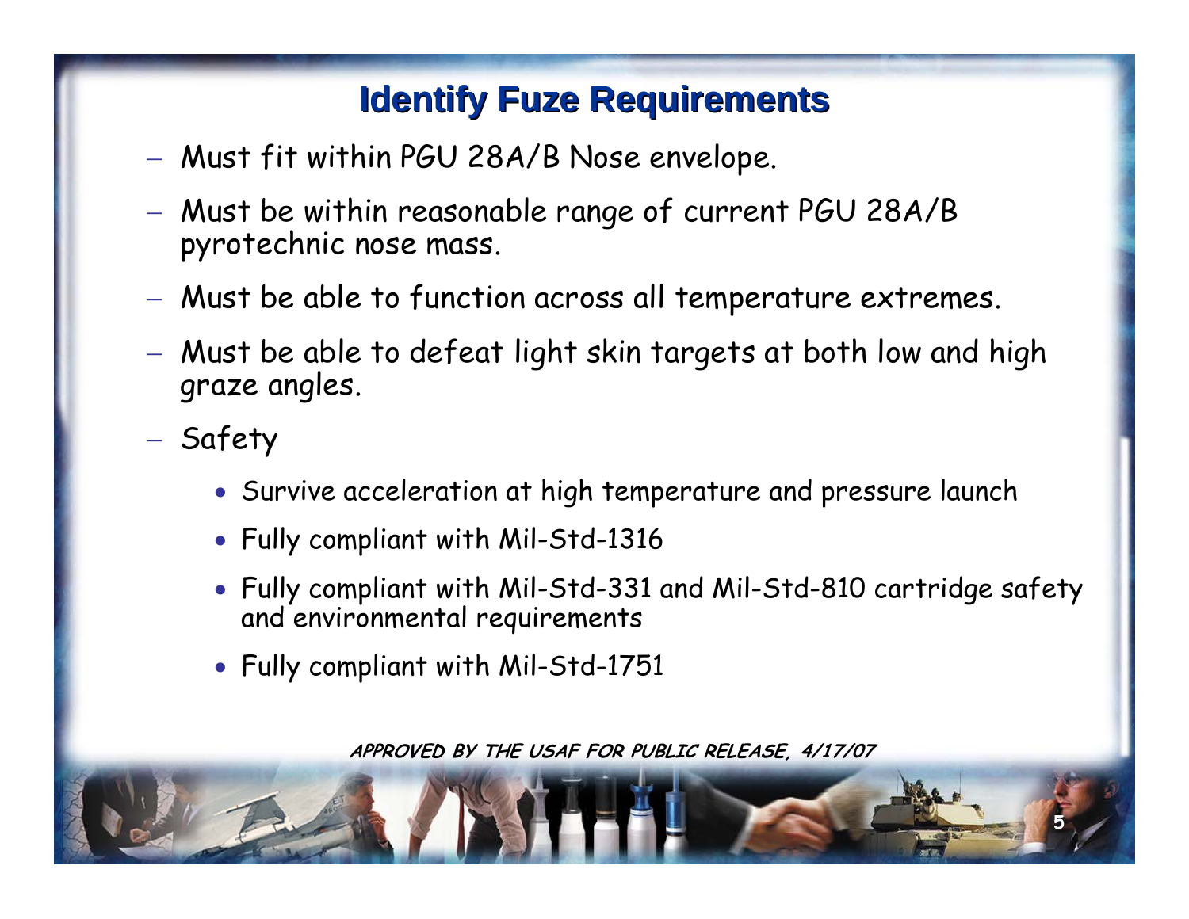# Identify Fuze Requirements

- Must fit within PGU 28A/B Nose envelope.
- Must be within reasonable range of current PGU 28A/B pyrotechnic nose mass.
- Must be able to function across all temperature extremes.
- Must be able to defeat light skin targets at both low and high graze angles.
- Safety
  - Survive acceleration at high temperature and pressure launch
  - Fully compliant with Mil-Std-1316
  - Fully compliant with Mil-Std-331 and Mil-Std-810 cartridge safety and environmental requirements
  - Fully compliant with Mil-Std-1751

***APPROVED BY THE USAF FOR PUBLIC RELEASE, 4/17/07***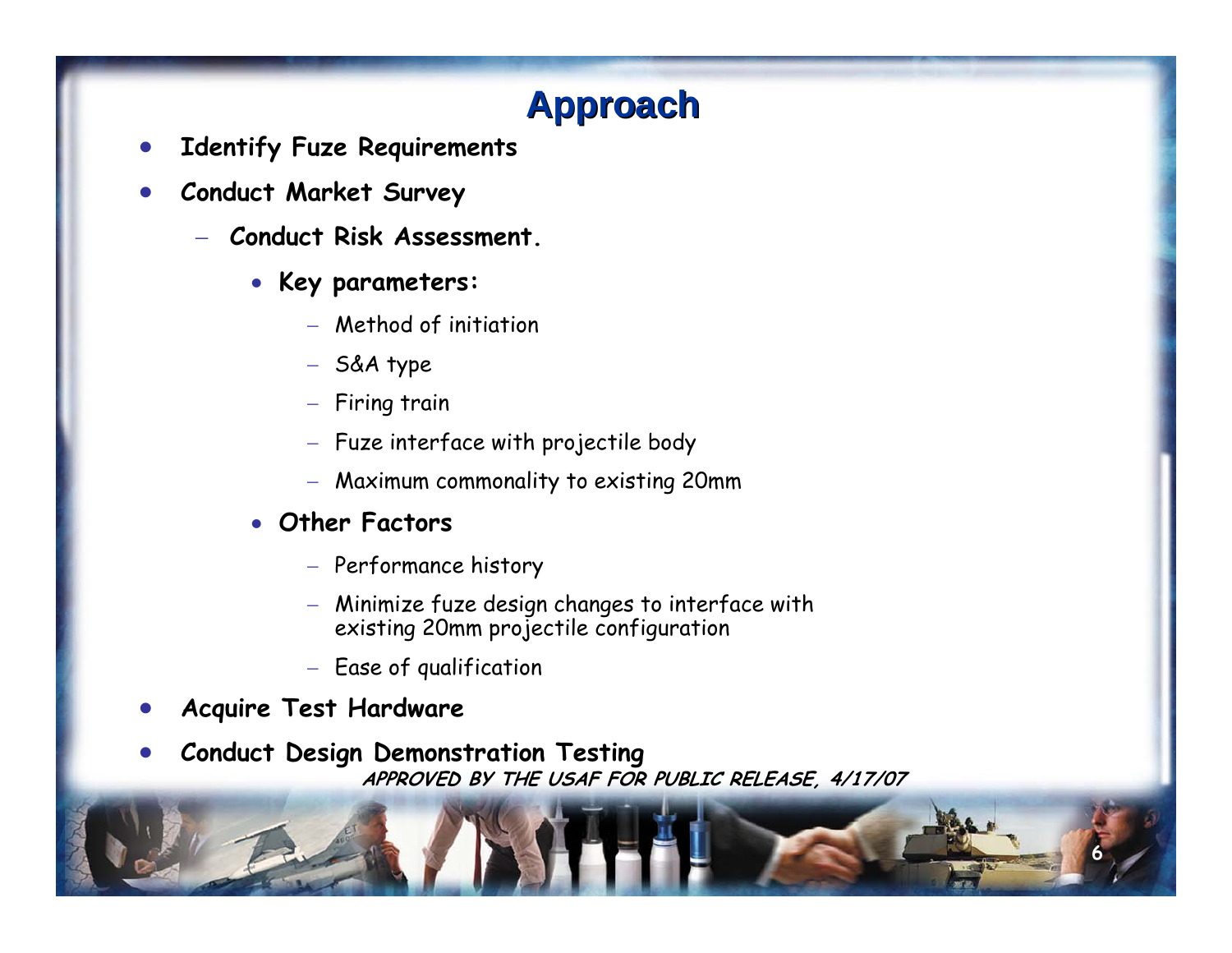# Approach

- **Identify Fuze Requirements**
- **Conduct Market Survey**
  - **Conduct Risk Assessment.**
    - **Key parameters:**
      - Method of initiation
      - S&A type
      - Firing train
      - Fuze interface with projectile body
      - Maximum commonality to existing 20mm
    - **Other Factors**
      - Performance history
      - Minimize fuze design changes to interface with existing 20mm projectile configuration
      - Ease of qualification
- **Acquire Test Hardware**
- **Conduct Design Demonstration Testing**

***APPROVED BY THE USAF FOR PUBLIC RELEASE, 4/17/07***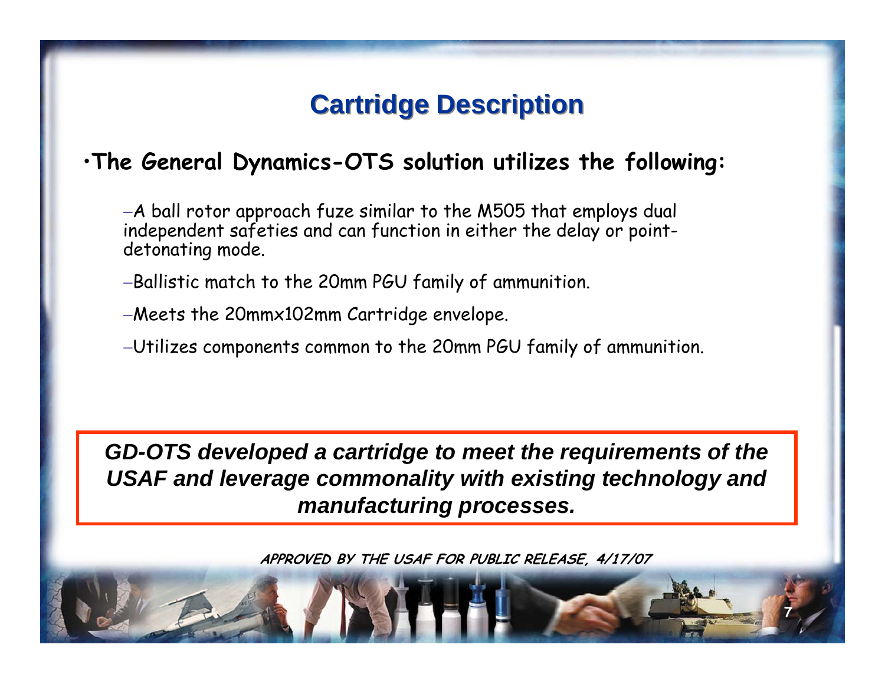# Cartridge Description

- **The General Dynamics-OTS solution utilizes the following:**
  - A ball rotor approach fuze similar to the M505 that employs dual independent safeties and can function in either the delay or point-detonating mode.
  - Ballistic match to the 20mm PGU family of ammunition.
  - Meets the 20mmx102mm Cartridge envelope.
  - Utilizes components common to the 20mm PGU family of ammunition.

***GD-OTS developed a cartridge to meet the requirements of the USAF and leverage commonality with existing technology and manufacturing processes.***

**APPROVED BY THE USAF FOR PUBLIC RELEASE, 4/17/07**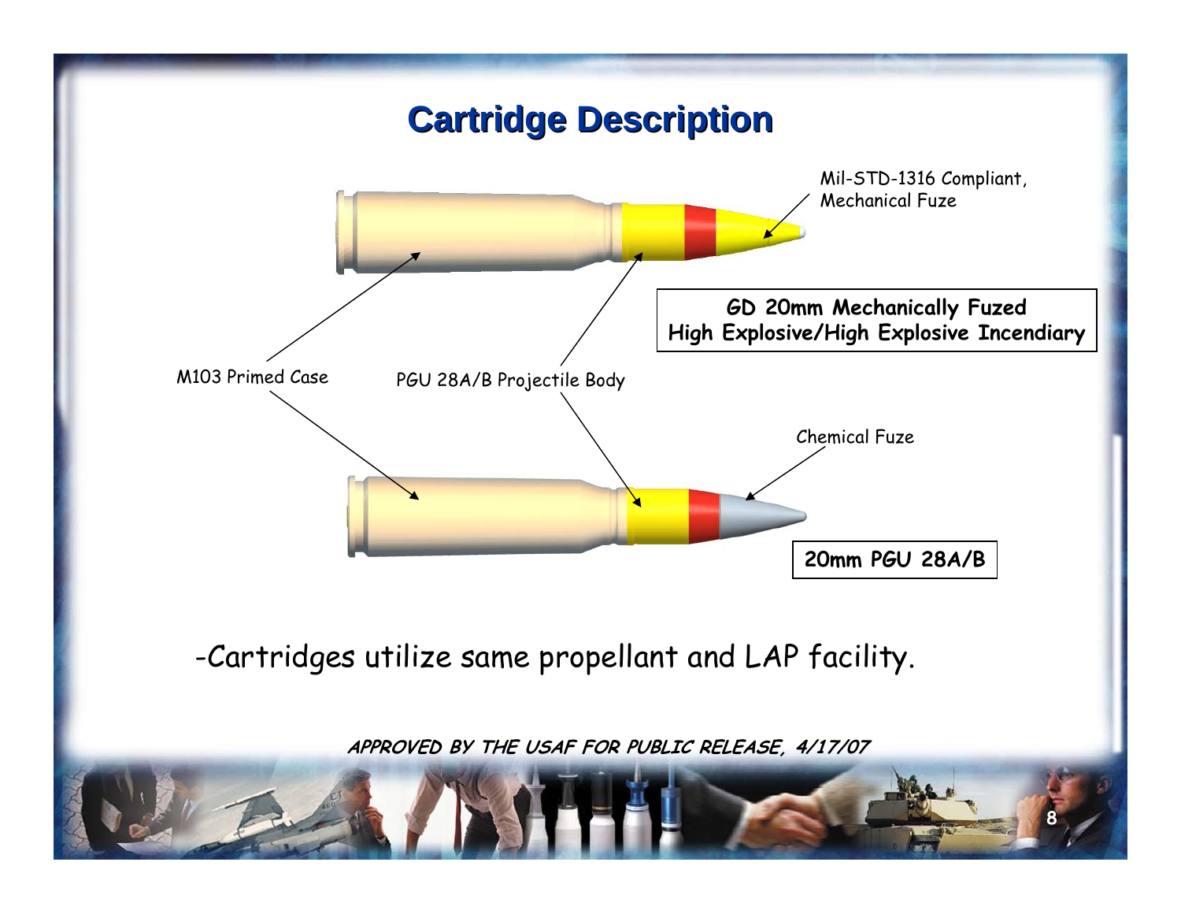# Cartridge Description

Mil-STD-1316 Compliant, Mechanical Fuze

**GD 20mm Mechanically Fuzed High Explosive/High Explosive Incendiary**

M103 Primed Case

PGU 28A/B Projectile Body

Chemical Fuze

**20mm PGU 28A/B**

-Cartridges utilize same propellant and LAP facility.

***APPROVED BY THE USAF FOR PUBLIC RELEASE, 4/17/07***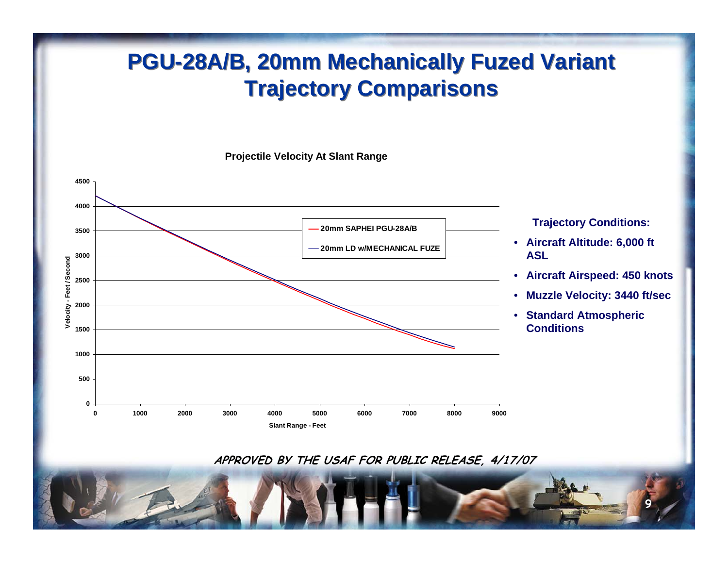# PGU-28A/B, 20mm Mechanically Fuzed Variant Trajectory Comparisons

**Projectile Velocity At Slant Range**

Velocity - Feet / Second (0–4500) vs. Slant Range - Feet (0–9000)

- 20mm SAPHEI PGU-28A/B
- 20mm LD w/MECHANICAL FUZE

**Trajectory Conditions:**

- **Aircraft Altitude: 6,000 ft ASL**
- **Aircraft Airspeed: 450 knots**
- **Muzzle Velocity: 3440 ft/sec**
- **Standard Atmospheric Conditions**

***APPROVED BY THE USAF FOR PUBLIC RELEASE, 4/17/07***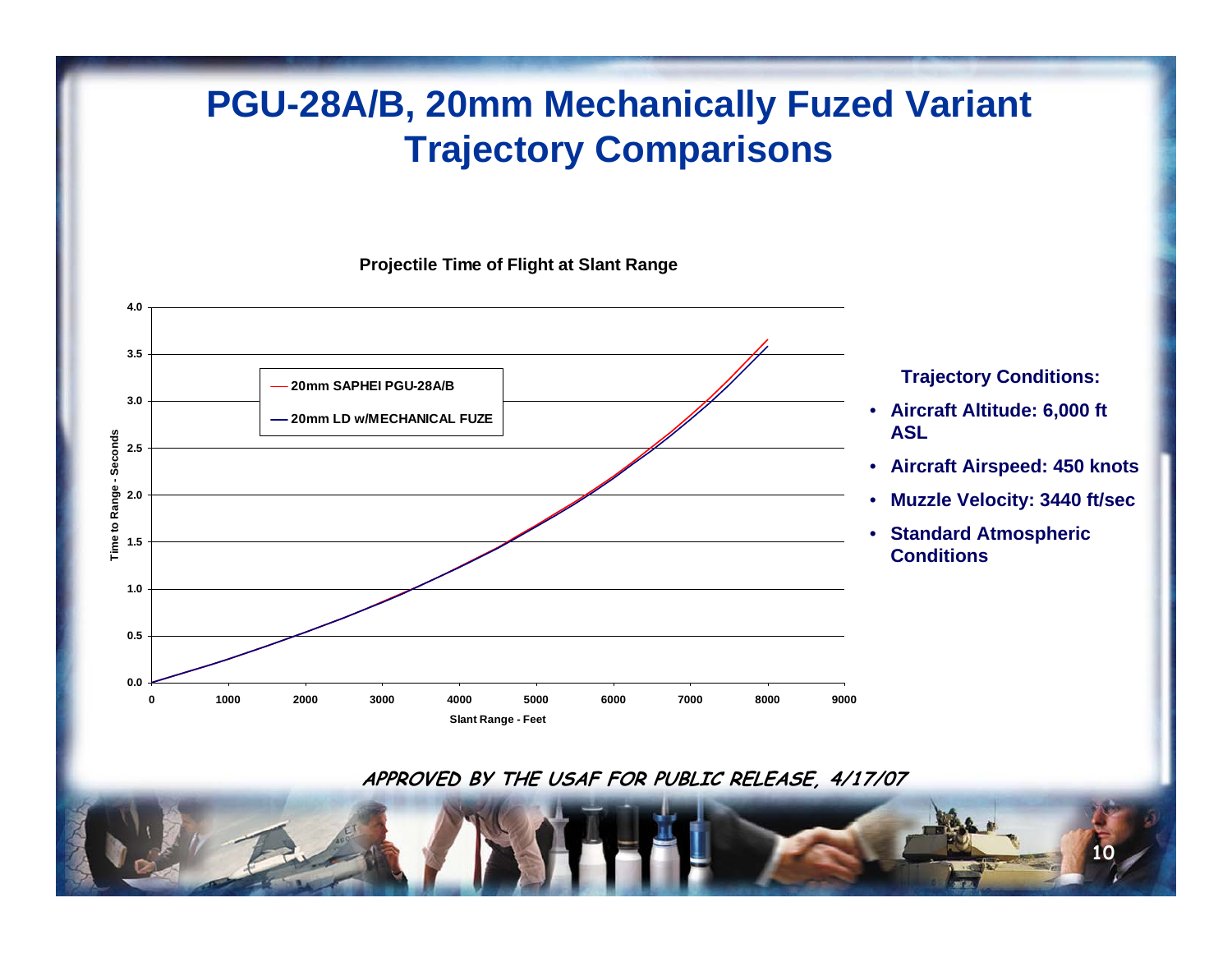# PGU-28A/B, 20mm Mechanically Fuzed Variant Trajectory Comparisons

**Projectile Time of Flight at Slant Range**

- 20mm SAPHEI PGU-28A/B
- 20mm LD w/MECHANICAL FUZE

Time to Range - Seconds

Slant Range - Feet

**Trajectory Conditions:**

- **Aircraft Altitude: 6,000 ft ASL**
- **Aircraft Airspeed: 450 knots**
- **Muzzle Velocity: 3440 ft/sec**
- **Standard Atmospheric Conditions**

***APPROVED BY THE USAF FOR PUBLIC RELEASE, 4/17/07***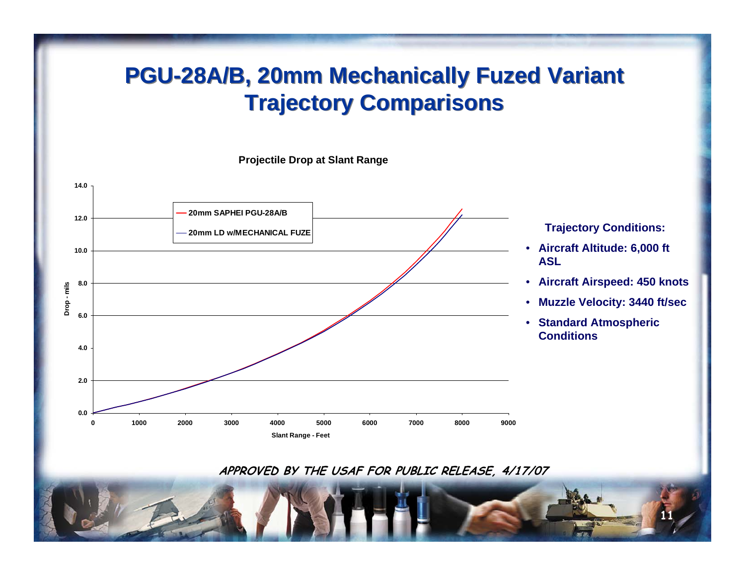# PGU-28A/B, 20mm Mechanically Fuzed Variant Trajectory Comparisons

**Projectile Drop at Slant Range**

- 20mm SAPHEI PGU-28A/B
- 20mm LD w/MECHANICAL FUZE

Drop - mils (0.0 – 14.0) vs. Slant Range - Feet (0 – 9000)

**Trajectory Conditions:**

- **Aircraft Altitude: 6,000 ft ASL**
- **Aircraft Airspeed: 450 knots**
- **Muzzle Velocity: 3440 ft/sec**
- **Standard Atmospheric Conditions**

***APPROVED BY THE USAF FOR PUBLIC RELEASE, 4/17/07***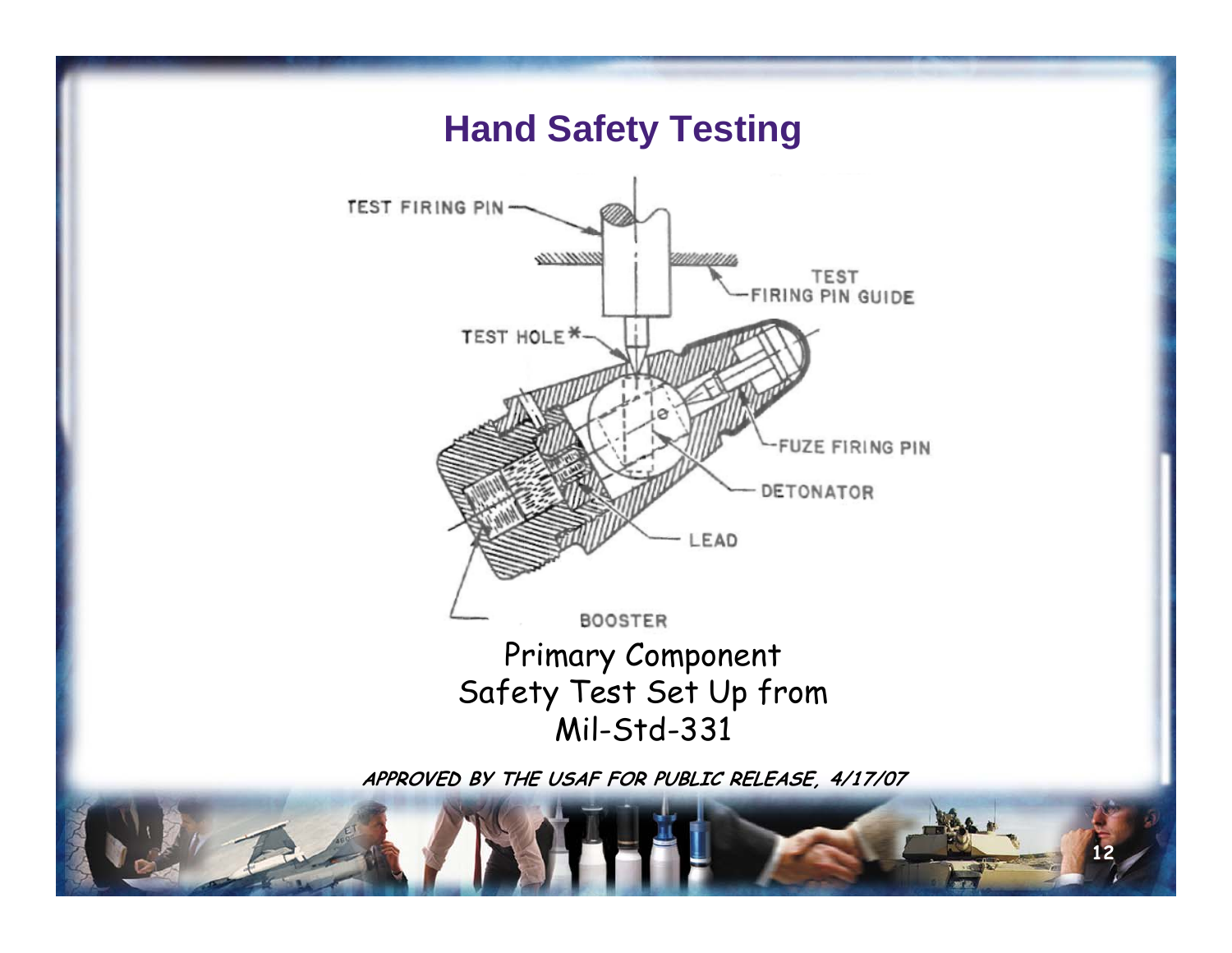# Hand Safety Testing

TEST FIRING PIN

TEST FIRING PIN GUIDE

TEST HOLE*

FUZE FIRING PIN

DETONATOR

LEAD

BOOSTER

Primary Component Safety Test Set Up from Mil-Std-331

***APPROVED BY THE USAF FOR PUBLIC RELEASE, 4/17/07***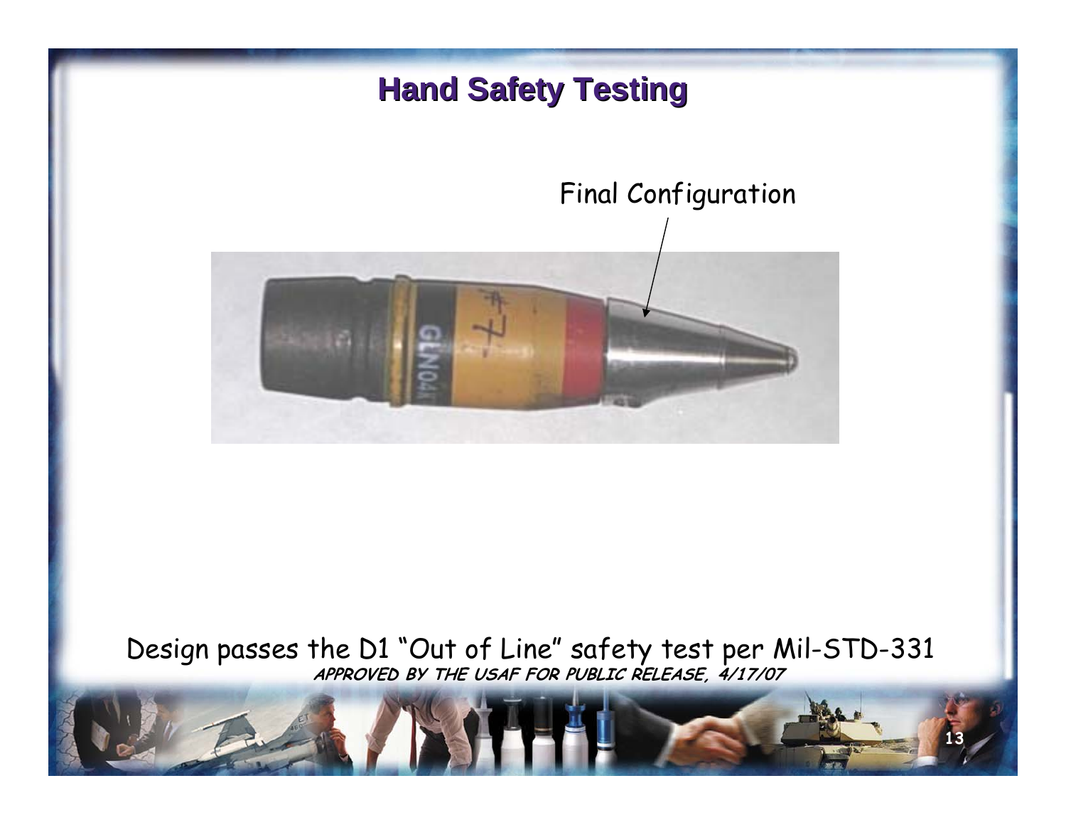# Hand Safety Testing

Final Configuration

Design passes the D1 "Out of Line" safety test per Mil-STD-331

***APPROVED BY THE USAF FOR PUBLIC RELEASE, 4/17/07***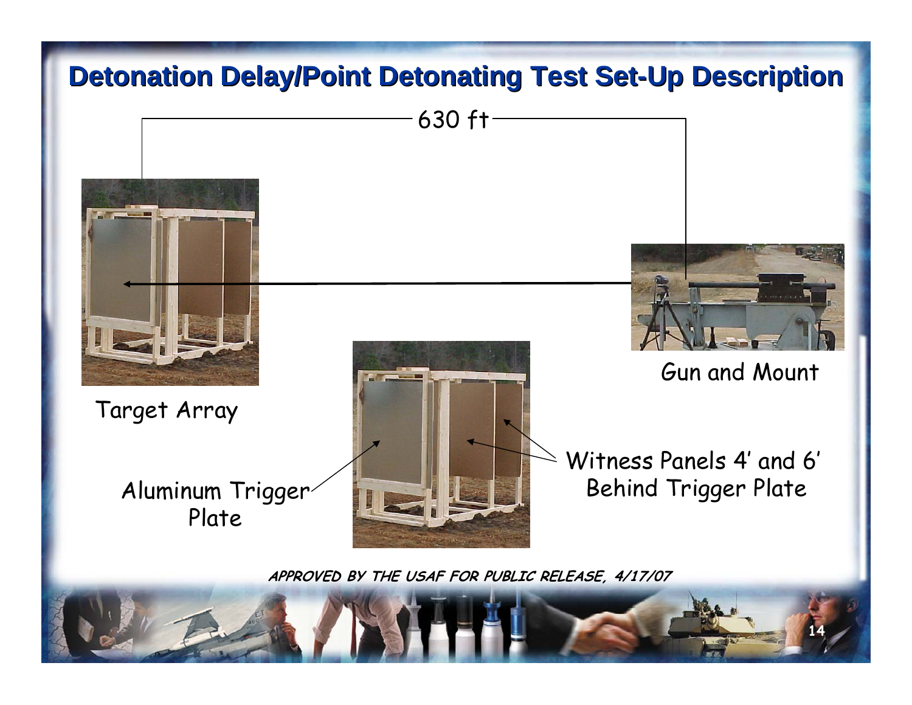# Detonation Delay/Point Detonating Test Set-Up Description

630 ft

Target Array

Gun and Mount

Aluminum Trigger Plate

Witness Panels 4' and 6' Behind Trigger Plate

***APPROVED BY THE USAF FOR PUBLIC RELEASE, 4/17/07***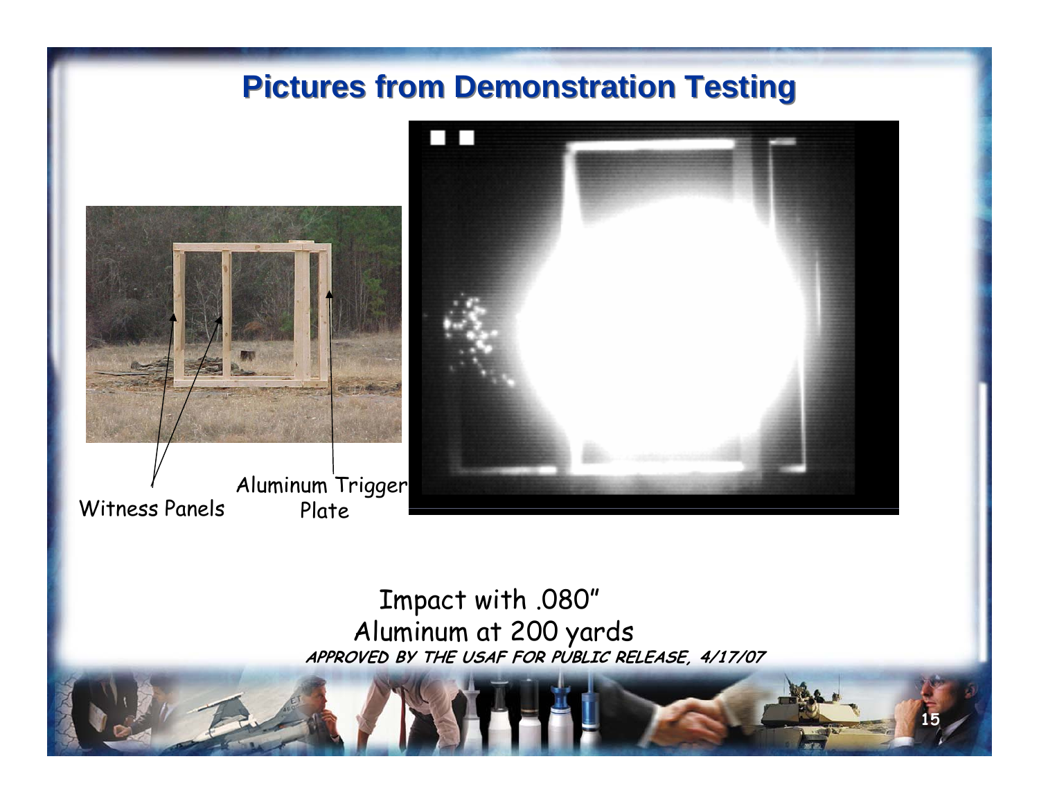# Pictures from Demonstration Testing

Witness Panels

Aluminum Trigger Plate

Impact with .080" Aluminum at 200 yards

***APPROVED BY THE USAF FOR PUBLIC RELEASE, 4/17/07***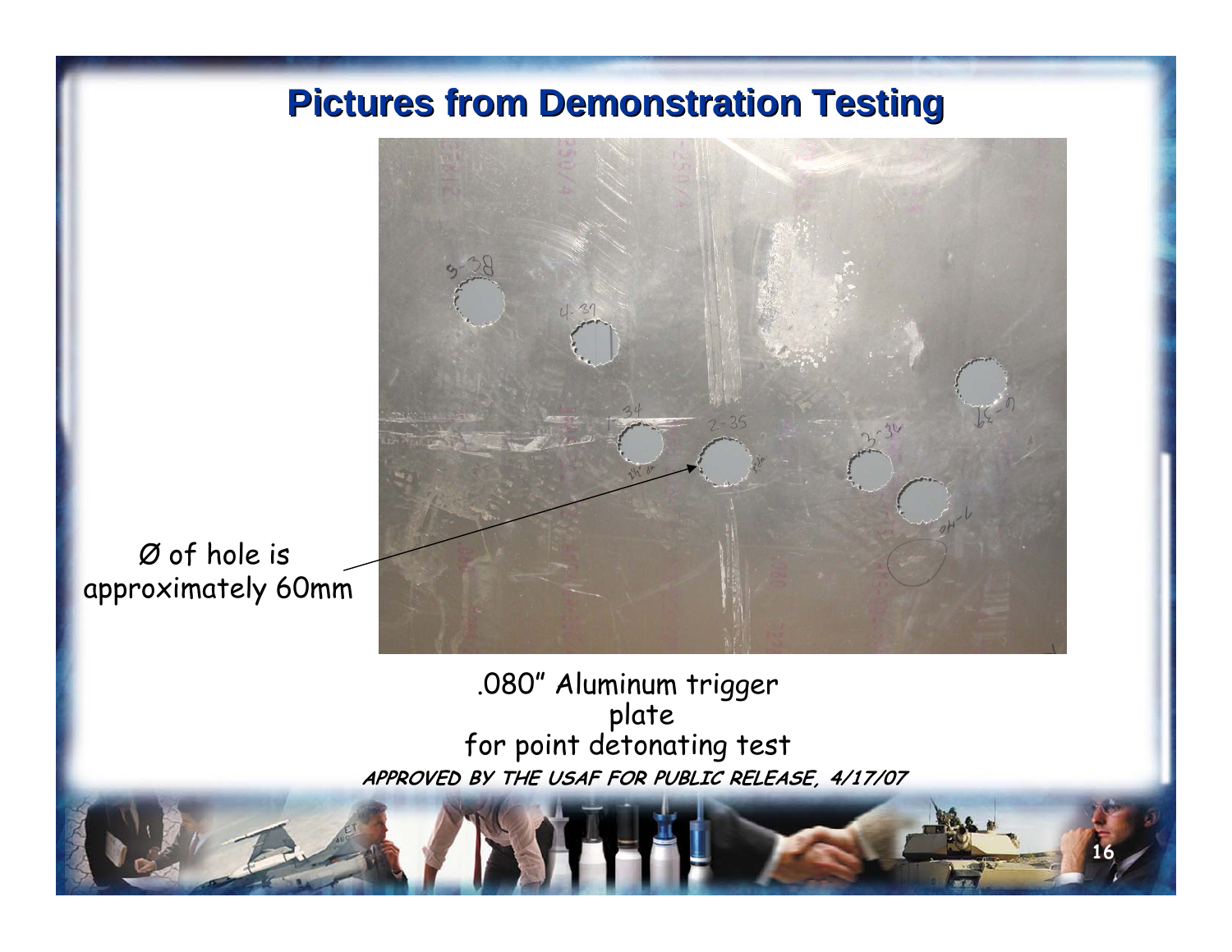# Pictures from Demonstration Testing

Ø of hole is approximately 60mm

.080" Aluminum trigger plate for point detonating test

***APPROVED BY THE USAF FOR PUBLIC RELEASE, 4/17/07***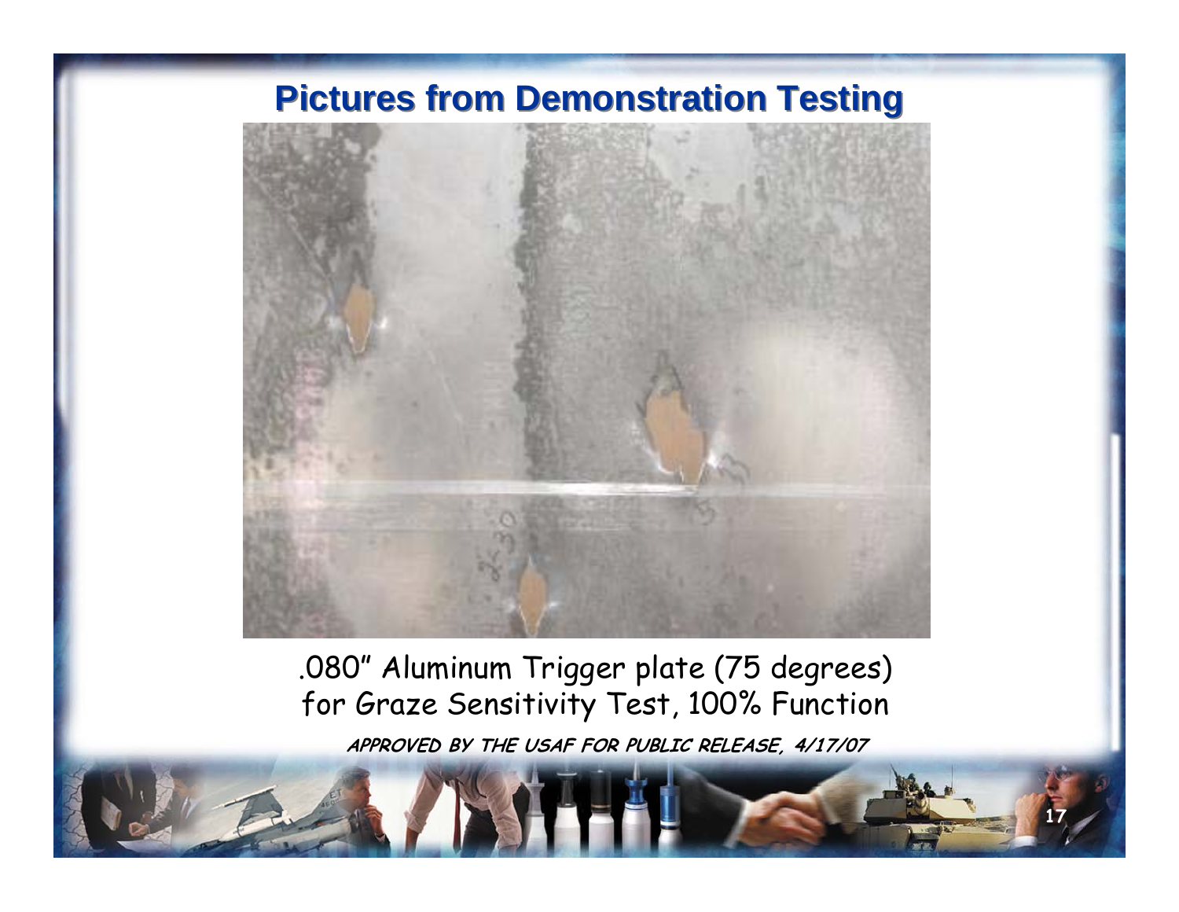## Pictures from Demonstration Testing

.080" Aluminum Trigger plate (75 degrees) for Graze Sensitivity Test, 100% Function

***APPROVED BY THE USAF FOR PUBLIC RELEASE, 4/17/07***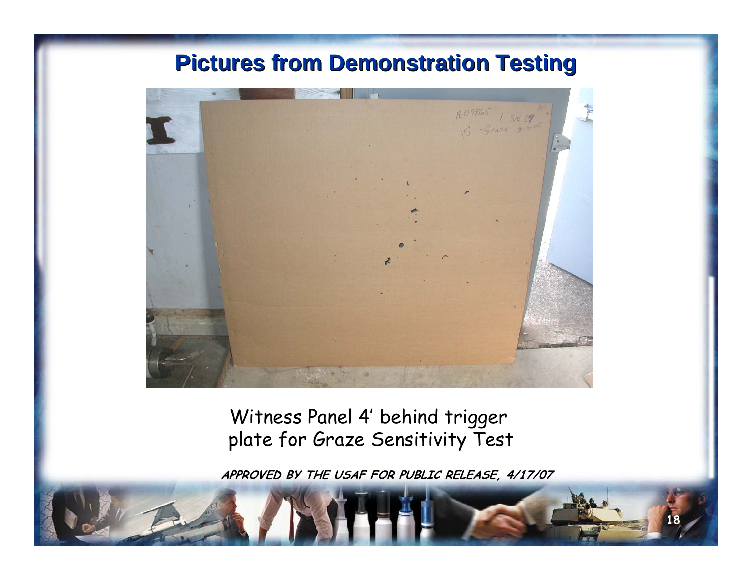## Pictures from Demonstration Testing

Witness Panel 4' behind trigger plate for Graze Sensitivity Test

**APPROVED BY THE USAF FOR PUBLIC RELEASE, 4/17/07**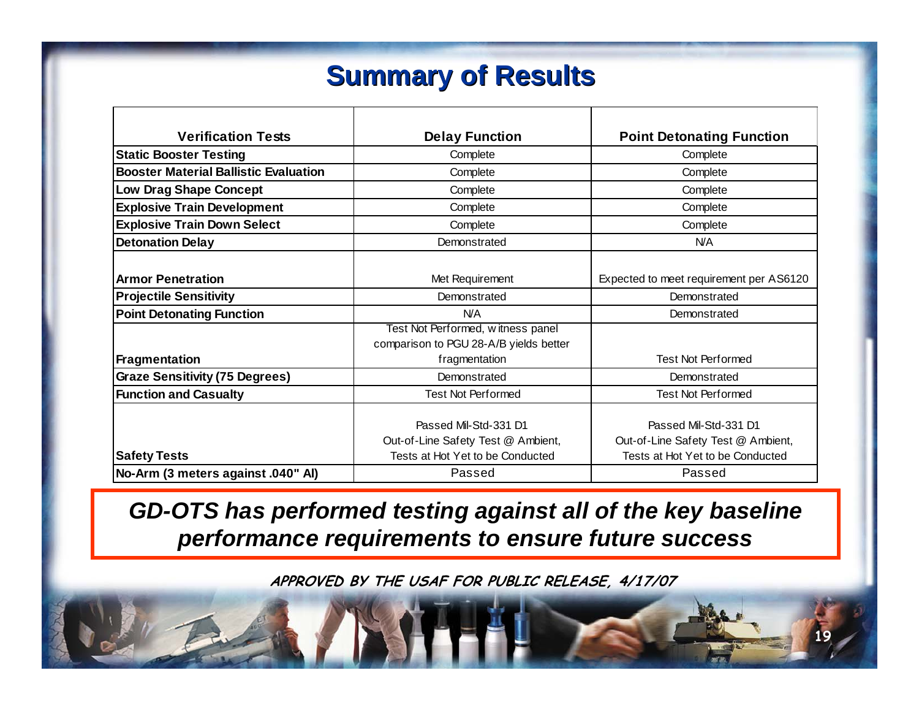# Summary of Results

| Verification Tests | Delay Function | Point Detonating Function |
|---|---|---|
| **Static Booster Testing** | Complete | Complete |
| **Booster Material Ballistic Evaluation** | Complete | Complete |
| **Low Drag Shape Concept** | Complete | Complete |
| **Explosive Train Development** | Complete | Complete |
| **Explosive Train Down Select** | Complete | Complete |
| **Detonation Delay** | Demonstrated | N/A |
| **Armor Penetration** | Met Requirement | Expected to meet requirement per AS6120 |
| **Projectile Sensitivity** | Demonstrated | Demonstrated |
| **Point Detonating Function** | N/A | Demonstrated |
| **Fragmentation** | Test Not Performed, witness panel comparison to PGU 28-A/B yields better fragmentation | Test Not Performed |
| **Graze Sensitivity (75 Degrees)** | Demonstrated | Demonstrated |
| **Function and Casualty** | Test Not Performed | Test Not Performed |
| **Safety Tests** | Passed Mil-Std-331 D1 Out-of-Line Safety Test @ Ambient, Tests at Hot Yet to be Conducted | Passed Mil-Std-331 D1 Out-of-Line Safety Test @ Ambient, Tests at Hot Yet to be Conducted |
| **No-Arm (3 meters against .040" Al)** | Passed | Passed |

***GD-OTS has performed testing against all of the key baseline performance requirements to ensure future success***

APPROVED BY THE USAF FOR PUBLIC RELEASE, 4/17/07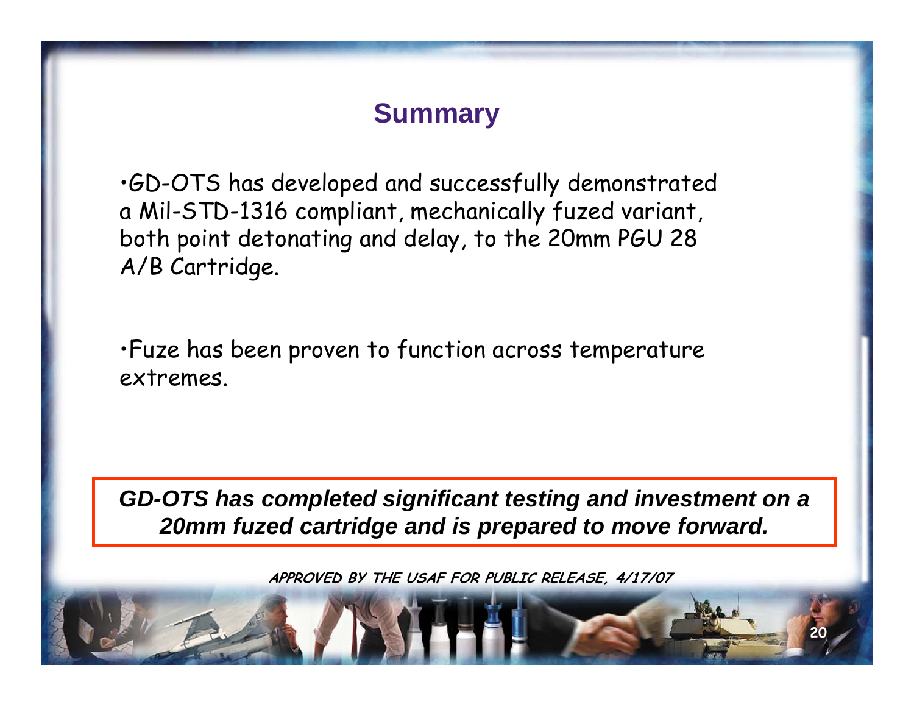# Summary

- GD-OTS has developed and successfully demonstrated a Mil-STD-1316 compliant, mechanically fuzed variant, both point detonating and delay, to the 20mm PGU 28 A/B Cartridge.

- Fuze has been proven to function across temperature extremes.

***GD-OTS has completed significant testing and investment on a 20mm fuzed cartridge and is prepared to move forward.***

**APPROVED BY THE USAF FOR PUBLIC RELEASE, 4/17/07**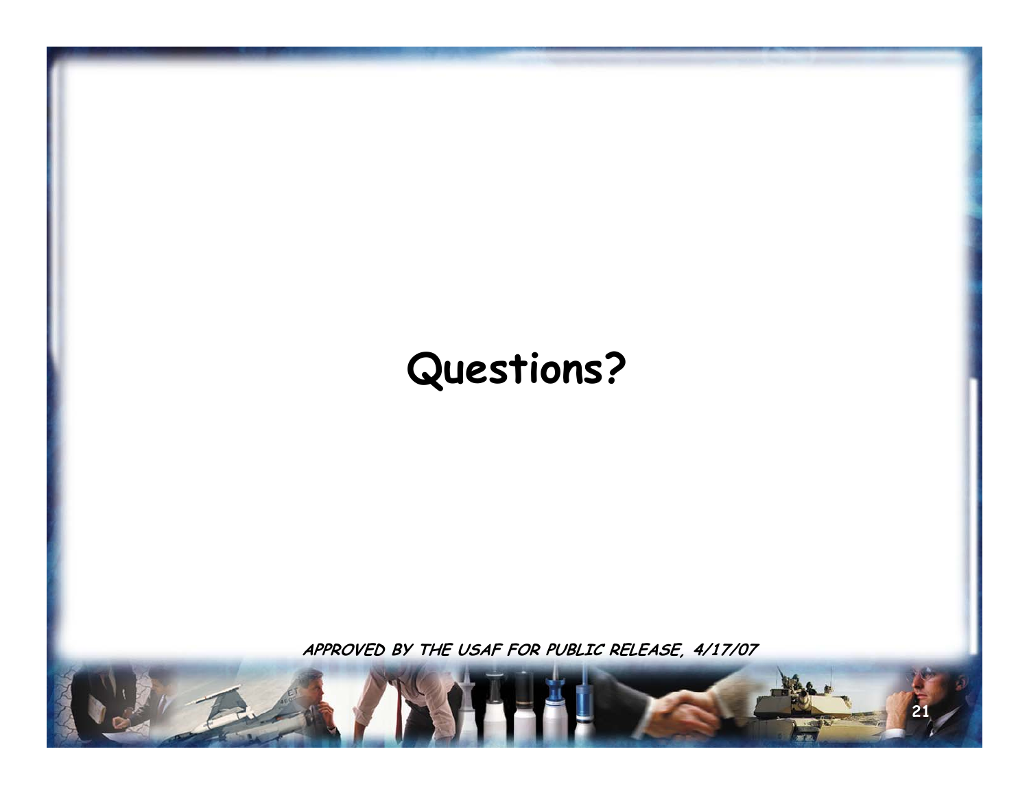# Questions?

**APPROVED BY THE USAF FOR PUBLIC RELEASE, 4/17/07**